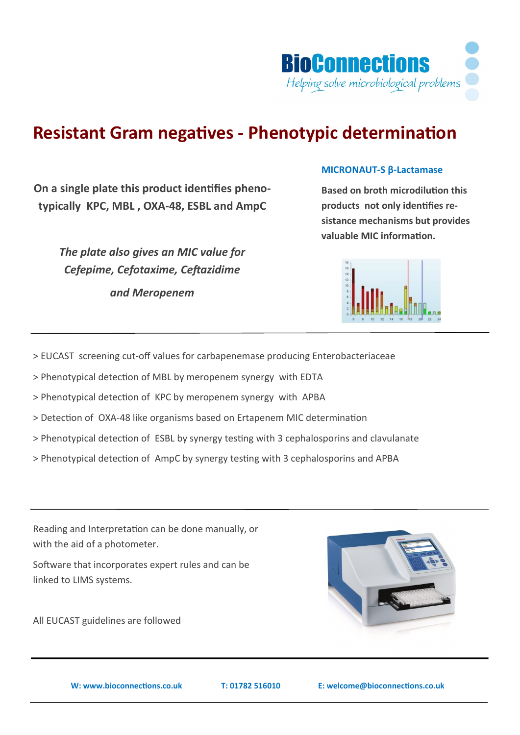BioConnections

*Helping solve microbiological problems*

# Resistant Gram negatives - Phenotypic determination

**On a single plate this product identifies phenotypically KPC, MBL , OXA-48, ESBL and AmpC**

***The plate also gives an MIC value for Cefepime, Cefotaxime, Ceftazidime and Meropenem***

**MICRONAUT-S β-Lactamase**

**Based on broth microdilution this products not only identifies resistance mechanisms but provides valuable MIC information.**

---

> EUCAST screening cut-off values for carbapenemase producing Enterobacteriaceae

> Phenotypical detection of MBL by meropenem synergy with EDTA

> Phenotypical detection of KPC by meropenem synergy with APBA

> Detection of OXA-48 like organisms based on Ertapenem MIC determination

> Phenotypical detection of ESBL by synergy testing with 3 cephalosporins and clavulanate

> Phenotypical detection of AmpC by synergy testing with 3 cephalosporins and APBA

---

Reading and Interpretation can be done manually, or with the aid of a photometer.

Software that incorporates expert rules and can be linked to LIMS systems.

All EUCAST guidelines are followed

---

**W: www.bioconnections.co.uk** **T: 01782 516010** **E: welcome@bioconnections.co.uk**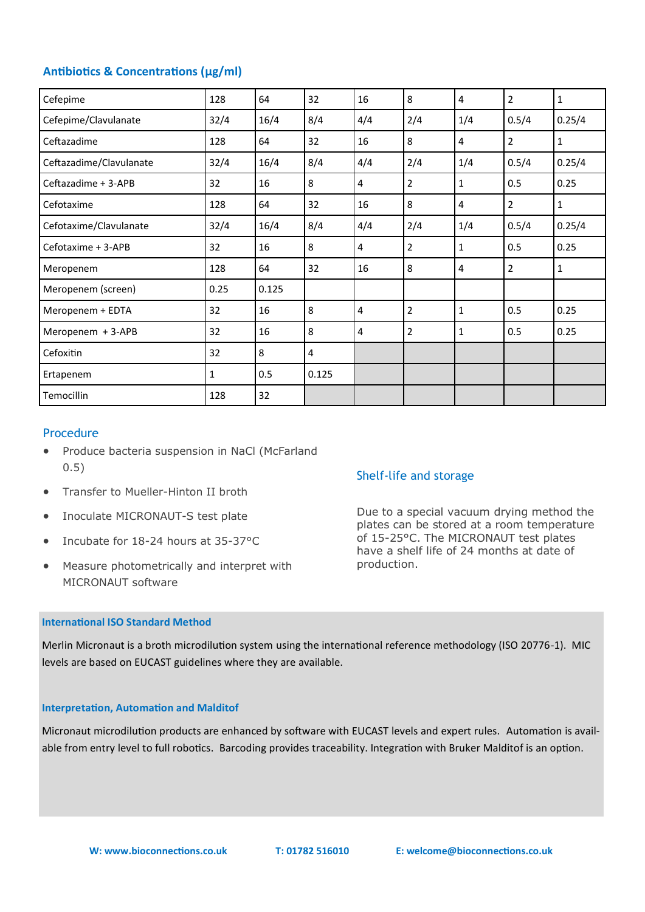## Antibiotics & Concentrations (µg/ml)

| | | | | | | | | |
|---|---|---|---|---|---|---|---|---|
| Cefepime | 128 | 64 | 32 | 16 | 8 | 4 | 2 | 1 |
| Cefepime/Clavulanate | 32/4 | 16/4 | 8/4 | 4/4 | 2/4 | 1/4 | 0.5/4 | 0.25/4 |
| Ceftazadime | 128 | 64 | 32 | 16 | 8 | 4 | 2 | 1 |
| Ceftazadime/Clavulanate | 32/4 | 16/4 | 8/4 | 4/4 | 2/4 | 1/4 | 0.5/4 | 0.25/4 |
| Ceftazadime + 3-APB | 32 | 16 | 8 | 4 | 2 | 1 | 0.5 | 0.25 |
| Cefotaxime | 128 | 64 | 32 | 16 | 8 | 4 | 2 | 1 |
| Cefotaxime/Clavulanate | 32/4 | 16/4 | 8/4 | 4/4 | 2/4 | 1/4 | 0.5/4 | 0.25/4 |
| Cefotaxime + 3-APB | 32 | 16 | 8 | 4 | 2 | 1 | 0.5 | 0.25 |
| Meropenem | 128 | 64 | 32 | 16 | 8 | 4 | 2 | 1 |
| Meropenem (screen) | 0.25 | 0.125 | | | | | | |
| Meropenem + EDTA | 32 | 16 | 8 | 4 | 2 | 1 | 0.5 | 0.25 |
| Meropenem + 3-APB | 32 | 16 | 8 | 4 | 2 | 1 | 0.5 | 0.25 |
| Cefoxitin | 32 | 8 | 4 | | | | | |
| Ertapenem | 1 | 0.5 | 0.125 | | | | | |
| Temocillin | 128 | 32 | | | | | | |

### Procedure

- Produce bacteria suspension in NaCl (McFarland 0.5)
- Transfer to Mueller-Hinton II broth
- Inoculate MICRONAUT-S test plate
- Incubate for 18-24 hours at 35-37°C
- Measure photometrically and interpret with MICRONAUT software

### Shelf-life and storage

Due to a special vacuum drying method the plates can be stored at a room temperature of 15-25°C. The MICRONAUT test plates have a shelf life of 24 months at date of production.

#### International ISO Standard Method

Merlin Micronaut is a broth microdilution system using the international reference methodology (ISO 20776-1). MIC levels are based on EUCAST guidelines where they are available.

#### Interpretation, Automation and Malditof

Micronaut microdilution products are enhanced by software with EUCAST levels and expert rules. Automation is available from entry level to full robotics. Barcoding provides traceability. Integration with Bruker Malditof is an option.

**W: www.bioconnections.co.uk** **T: 01782 516010** **E: welcome@bioconnections.co.uk**